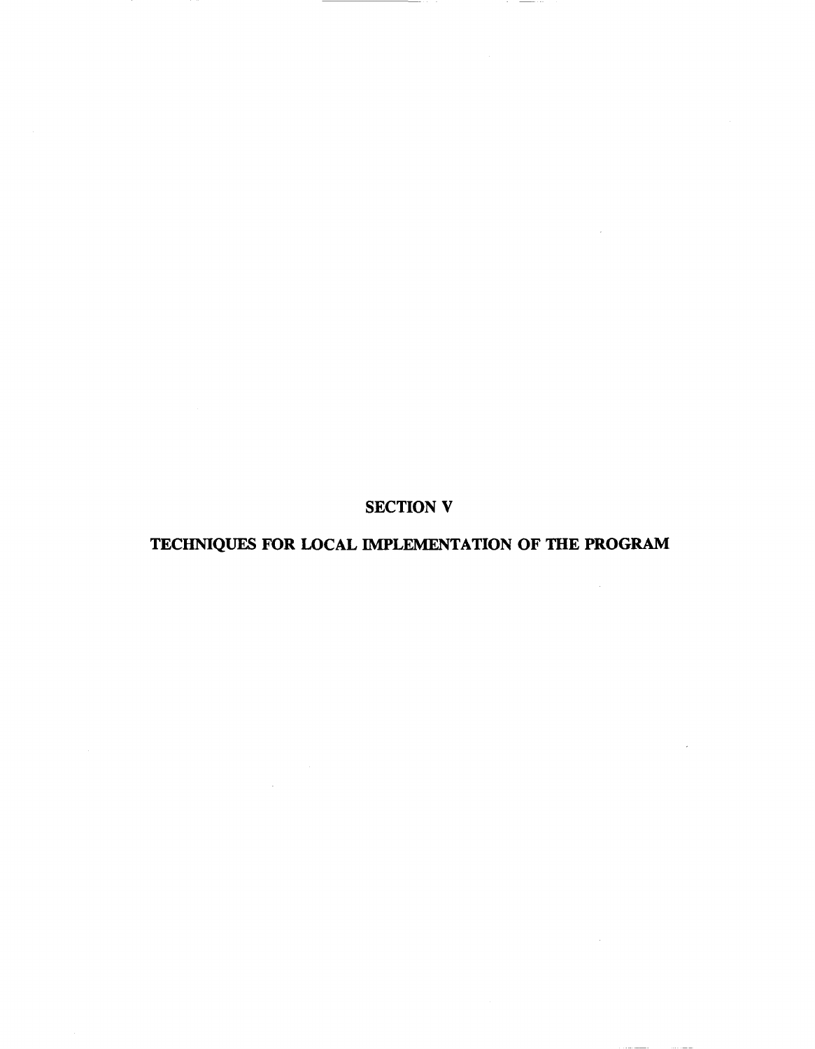# SECTION V

## TECHNIQUES FOR LOCAL IMPLEMENTATION OF THE PROGRAM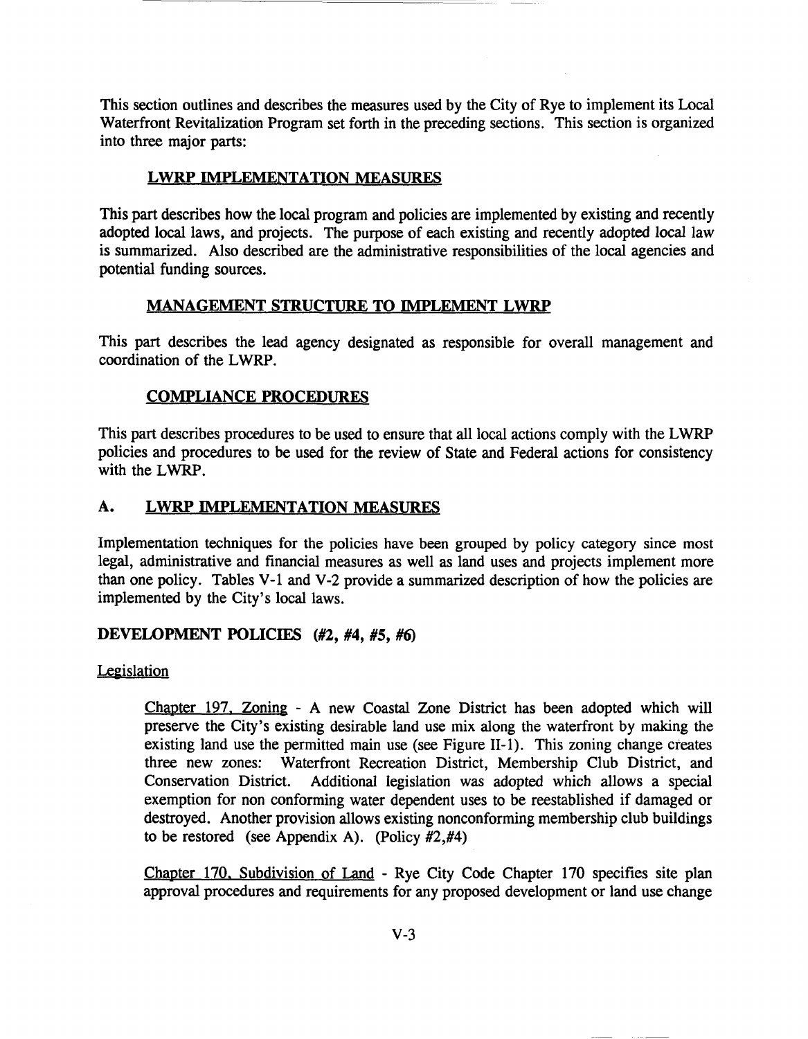This section outlines and describes the measures used by the City of Rye to implement its Local Waterfront Revitalization Program set forth in the preceding sections. This section is organized into three major parts:

**LWRP IMPLEMENTATION MEASURES**

This part describes how the local program and policies are implemented by existing and recently adopted local laws, and projects. The purpose of each existing and recently adopted local law is summarized. Also described are the administrative responsibilities of the local agencies and potential funding sources.

**MANAGEMENT STRUCTURE TO IMPLEMENT LWRP**

This part describes the lead agency designated as responsible for overall management and coordination of the LWRP.

**COMPLIANCE PROCEDURES**

This part describes procedures to be used to ensure that all local actions comply with the LWRP policies and procedures to be used for the review of State and Federal actions for consistency with the LWRP.

## A. LWRP IMPLEMENTATION MEASURES

Implementation techniques for the policies have been grouped by policy category since most legal, administrative and financial measures as well as land uses and projects implement more than one policy. Tables V-1 and V-2 provide a summarized description of how the policies are implemented by the City's local laws.

### DEVELOPMENT POLICIES (#2, #4, #5, #6)

Legislation

Chapter 197, Zoning - A new Coastal Zone District has been adopted which will preserve the City's existing desirable land use mix along the waterfront by making the existing land use the permitted main use (see Figure II-1). This zoning change creates three new zones: Waterfront Recreation District, Membership Club District, and Conservation District. Additional legislation was adopted which allows a special exemption for non conforming water dependent uses to be reestablished if damaged or destroyed. Another provision allows existing nonconforming membership club buildings to be restored (see Appendix A). (Policy #2,#4)

Chapter 170, Subdivision of Land - Rye City Code Chapter 170 specifies site plan approval procedures and requirements for any proposed development or land use change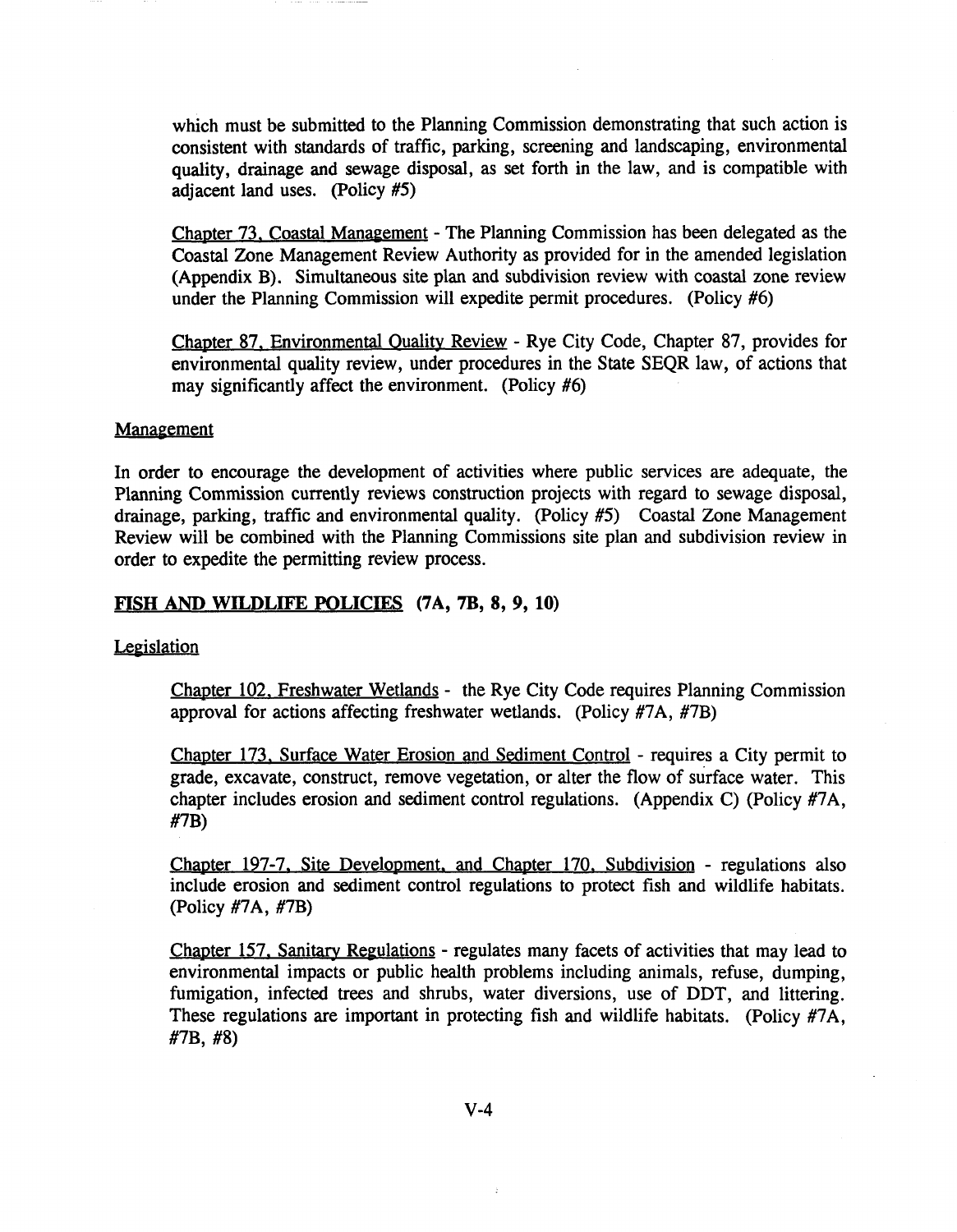which must be submitted to the Planning Commission demonstrating that such action is consistent with standards of traffic, parking, screening and landscaping, environmental quality, drainage and sewage disposal, as set forth in the law, and is compatible with adjacent land uses. (Policy #5)

<u>Chapter 73, Coastal Management</u> - The Planning Commission has been delegated as the Coastal Zone Management Review Authority as provided for in the amended legislation (Appendix B). Simultaneous site plan and subdivision review with coastal zone review under the Planning Commission will expedite permit procedures. (Policy #6)

<u>Chapter 87, Environmental Quality Review</u> - Rye City Code, Chapter 87, provides for environmental quality review, under procedures in the State SEQR law, of actions that may significantly affect the environment. (Policy #6)

<u>Management</u>

In order to encourage the development of activities where public services are adequate, the Planning Commission currently reviews construction projects with regard to sewage disposal, drainage, parking, traffic and environmental quality. (Policy #5) Coastal Zone Management Review will be combined with the Planning Commissions site plan and subdivision review in order to expedite the permitting review process.

## <u>FISH AND WILDLIFE POLICIES</u> (7A, 7B, 8, 9, 10)

<u>Legislation</u>

<u>Chapter 102, Freshwater Wetlands</u> - the Rye City Code requires Planning Commission approval for actions affecting freshwater wetlands. (Policy #7A, #7B)

<u>Chapter 173, Surface Water Erosion and Sediment Control</u> - requires a City permit to grade, excavate, construct, remove vegetation, or alter the flow of surface water. This chapter includes erosion and sediment control regulations. (Appendix C) (Policy #7A, #7B)

<u>Chapter 197-7, Site Development, and Chapter 170, Subdivision</u> - regulations also include erosion and sediment control regulations to protect fish and wildlife habitats. (Policy #7A, #7B)

<u>Chapter 157, Sanitary Regulations</u> - regulates many facets of activities that may lead to environmental impacts or public health problems including animals, refuse, dumping, fumigation, infected trees and shrubs, water diversions, use of DDT, and littering. These regulations are important in protecting fish and wildlife habitats. (Policy #7A, #7B, #8)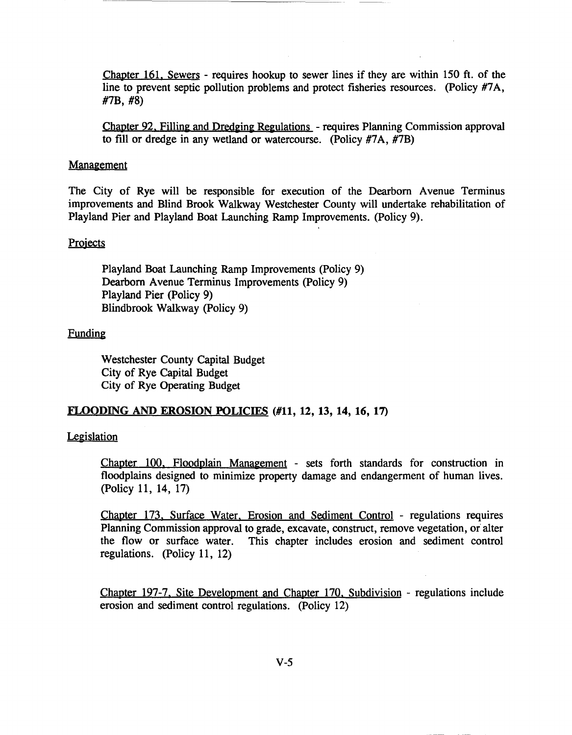Chapter 161, Sewers - requires hookup to sewer lines if they are within 150 ft. of the line to prevent septic pollution problems and protect fisheries resources. (Policy #7A, #7B, #8)

Chapter 92, Filling and Dredging Regulations - requires Planning Commission approval to fill or dredge in any wetland or watercourse. (Policy #7A, #7B)

Management

The City of Rye will be responsible for execution of the Dearborn Avenue Terminus improvements and Blind Brook Walkway Westchester County will undertake rehabilitation of Playland Pier and Playland Boat Launching Ramp Improvements. (Policy 9).

Projects

Playland Boat Launching Ramp Improvements (Policy 9)
Dearborn Avenue Terminus Improvements (Policy 9)
Playland Pier (Policy 9)
Blindbrook Walkway (Policy 9)

Funding

Westchester County Capital Budget
City of Rye Capital Budget
City of Rye Operating Budget

## **FLOODING AND EROSION POLICIES (#11, 12, 13, 14, 16, 17)**

Legislation

Chapter 100, Floodplain Management - sets forth standards for construction in floodplains designed to minimize property damage and endangerment of human lives. (Policy 11, 14, 17)

Chapter 173, Surface Water, Erosion and Sediment Control - regulations requires Planning Commission approval to grade, excavate, construct, remove vegetation, or alter the flow or surface water. This chapter includes erosion and sediment control regulations. (Policy 11, 12)

Chapter 197-7, Site Development and Chapter 170, Subdivision - regulations include erosion and sediment control regulations. (Policy 12)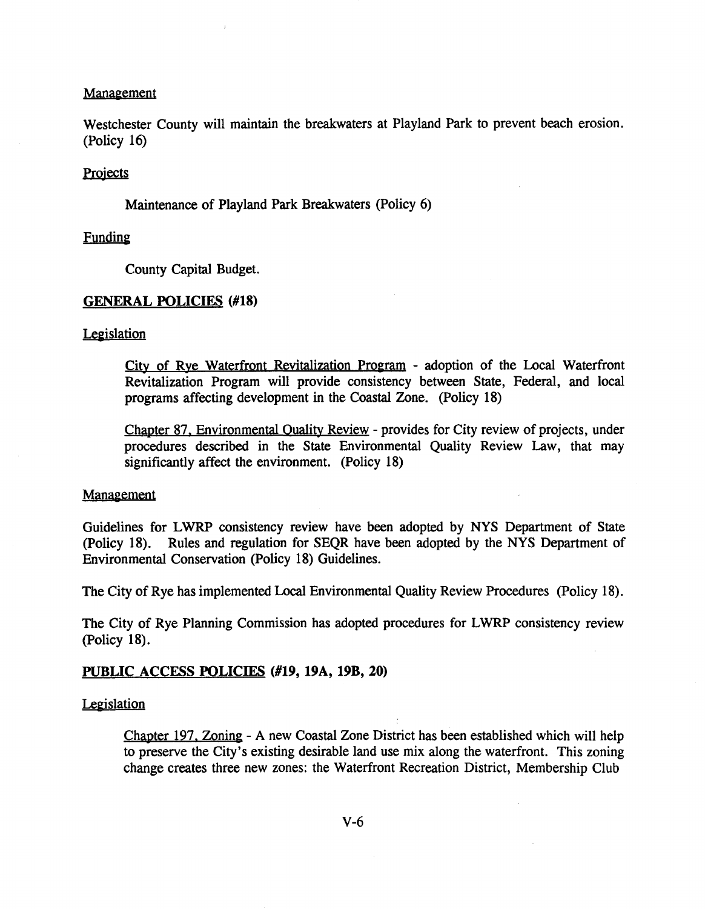Management

Westchester County will maintain the breakwaters at Playland Park to prevent beach erosion. (Policy 16)

Projects

Maintenance of Playland Park Breakwaters (Policy 6)

Funding

County Capital Budget.

## GENERAL POLICIES (#18)

Legislation

City of Rye Waterfront Revitalization Program - adoption of the Local Waterfront Revitalization Program will provide consistency between State, Federal, and local programs affecting development in the Coastal Zone. (Policy 18)

Chapter 87, Environmental Quality Review - provides for City review of projects, under procedures described in the State Environmental Quality Review Law, that may significantly affect the environment. (Policy 18)

Management

Guidelines for LWRP consistency review have been adopted by NYS Department of State (Policy 18). Rules and regulation for SEQR have been adopted by the NYS Department of Environmental Conservation (Policy 18) Guidelines.

The City of Rye has implemented Local Environmental Quality Review Procedures (Policy 18).

The City of Rye Planning Commission has adopted procedures for LWRP consistency review (Policy 18).

## PUBLIC ACCESS POLICIES (#19, 19A, 19B, 20)

Legislation

Chapter 197, Zoning - A new Coastal Zone District has been established which will help to preserve the City's existing desirable land use mix along the waterfront. This zoning change creates three new zones: the Waterfront Recreation District, Membership Club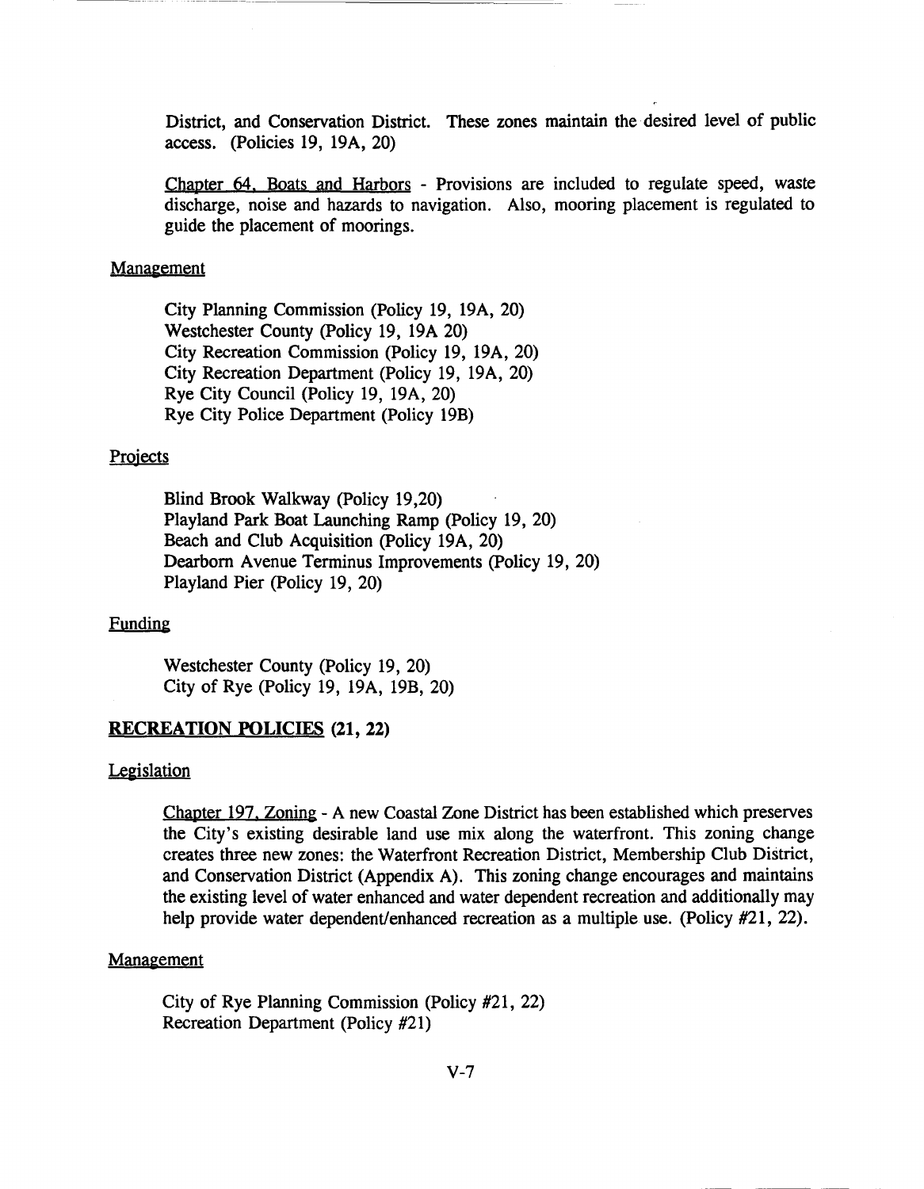District, and Conservation District. These zones maintain the desired level of public access. (Policies 19, 19A, 20)

Chapter 64, Boats and Harbors - Provisions are included to regulate speed, waste discharge, noise and hazards to navigation. Also, mooring placement is regulated to guide the placement of moorings.

Management

City Planning Commission (Policy 19, 19A, 20)
Westchester County (Policy 19, 19A 20)
City Recreation Commission (Policy 19, 19A, 20)
City Recreation Department (Policy 19, 19A, 20)
Rye City Council (Policy 19, 19A, 20)
Rye City Police Department (Policy 19B)

Projects

Blind Brook Walkway (Policy 19,20)
Playland Park Boat Launching Ramp (Policy 19, 20)
Beach and Club Acquisition (Policy 19A, 20)
Dearborn Avenue Terminus Improvements (Policy 19, 20)
Playland Pier (Policy 19, 20)

Funding

Westchester County (Policy 19, 20)
City of Rye (Policy 19, 19A, 19B, 20)

## **RECREATION POLICIES (21, 22)**

Legislation

Chapter 197, Zoning - A new Coastal Zone District has been established which preserves the City's existing desirable land use mix along the waterfront. This zoning change creates three new zones: the Waterfront Recreation District, Membership Club District, and Conservation District (Appendix A). This zoning change encourages and maintains the existing level of water enhanced and water dependent recreation and additionally may help provide water dependent/enhanced recreation as a multiple use. (Policy #21, 22).

Management

City of Rye Planning Commission (Policy #21, 22)
Recreation Department (Policy #21)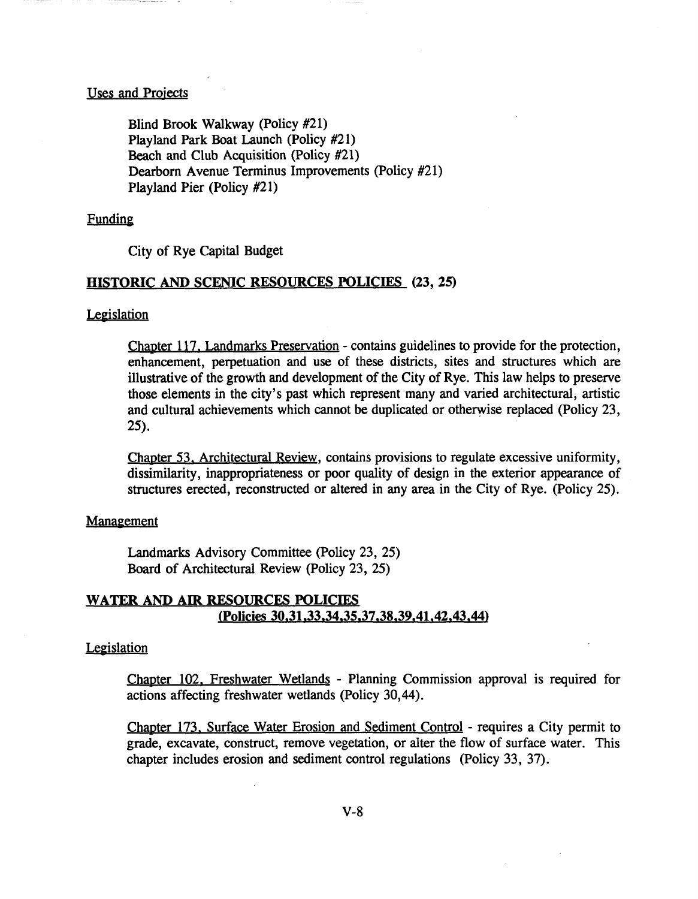Uses and Projects

Blind Brook Walkway (Policy #21)
Playland Park Boat Launch (Policy #21)
Beach and Club Acquisition (Policy #21)
Dearborn Avenue Terminus Improvements (Policy #21)
Playland Pier (Policy #21)

Funding

City of Rye Capital Budget

## HISTORIC AND SCENIC RESOURCES POLICIES (23, 25)

Legislation

Chapter 117, Landmarks Preservation - contains guidelines to provide for the protection, enhancement, perpetuation and use of these districts, sites and structures which are illustrative of the growth and development of the City of Rye. This law helps to preserve those elements in the city's past which represent many and varied architectural, artistic and cultural achievements which cannot be duplicated or otherwise replaced (Policy 23, 25).

Chapter 53, Architectural Review, contains provisions to regulate excessive uniformity, dissimilarity, inappropriateness or poor quality of design in the exterior appearance of structures erected, reconstructed or altered in any area in the City of Rye. (Policy 25).

Management

Landmarks Advisory Committee (Policy 23, 25)
Board of Architectural Review (Policy 23, 25)

## WATER AND AIR RESOURCES POLICIES (Policies 30,31,33,34,35,37,38,39,41,42,43,44)

Legislation

Chapter 102, Freshwater Wetlands - Planning Commission approval is required for actions affecting freshwater wetlands (Policy 30,44).

Chapter 173, Surface Water Erosion and Sediment Control - requires a City permit to grade, excavate, construct, remove vegetation, or alter the flow of surface water. This chapter includes erosion and sediment control regulations (Policy 33, 37).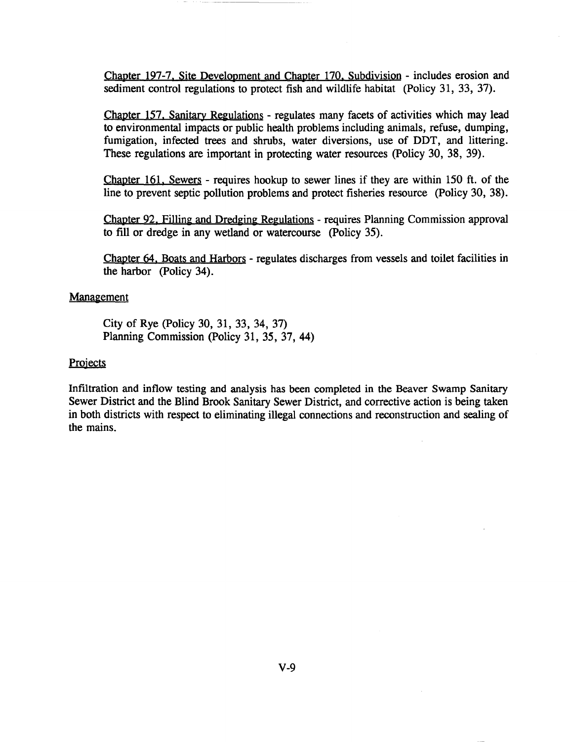<u>Chapter 197-7, Site Development and Chapter 170, Subdivision</u> - includes erosion and sediment control regulations to protect fish and wildlife habitat (Policy 31, 33, 37).

<u>Chapter 157, Sanitary Regulations</u> - regulates many facets of activities which may lead to environmental impacts or public health problems including animals, refuse, dumping, fumigation, infected trees and shrubs, water diversions, use of DDT, and littering. These regulations are important in protecting water resources (Policy 30, 38, 39).

<u>Chapter 161, Sewers</u> - requires hookup to sewer lines if they are within 150 ft. of the line to prevent septic pollution problems and protect fisheries resource (Policy 30, 38).

<u>Chapter 92, Filling and Dredging Regulations</u> - requires Planning Commission approval to fill or dredge in any wetland or watercourse (Policy 35).

<u>Chapter 64, Boats and Harbors</u> - regulates discharges from vessels and toilet facilities in the harbor (Policy 34).

<u>Management</u>

City of Rye (Policy 30, 31, 33, 34, 37)
Planning Commission (Policy 31, 35, 37, 44)

<u>Projects</u>

Infiltration and inflow testing and analysis has been completed in the Beaver Swamp Sanitary Sewer District and the Blind Brook Sanitary Sewer District, and corrective action is being taken in both districts with respect to eliminating illegal connections and reconstruction and sealing of the mains.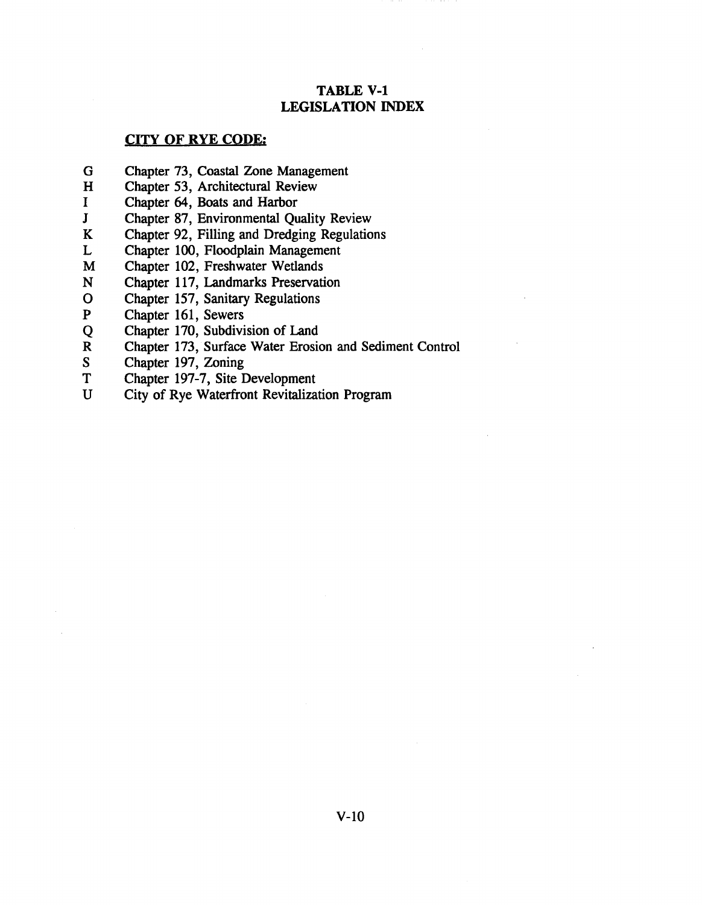# TABLE V-1
# LEGISLATION INDEX

**CITY OF RYE CODE:**

G Chapter 73, Coastal Zone Management
H Chapter 53, Architectural Review
I Chapter 64, Boats and Harbor
J Chapter 87, Environmental Quality Review
K Chapter 92, Filling and Dredging Regulations
L Chapter 100, Floodplain Management
M Chapter 102, Freshwater Wetlands
N Chapter 117, Landmarks Preservation
O Chapter 157, Sanitary Regulations
P Chapter 161, Sewers
Q Chapter 170, Subdivision of Land
R Chapter 173, Surface Water Erosion and Sediment Control
S Chapter 197, Zoning
T Chapter 197-7, Site Development
U City of Rye Waterfront Revitalization Program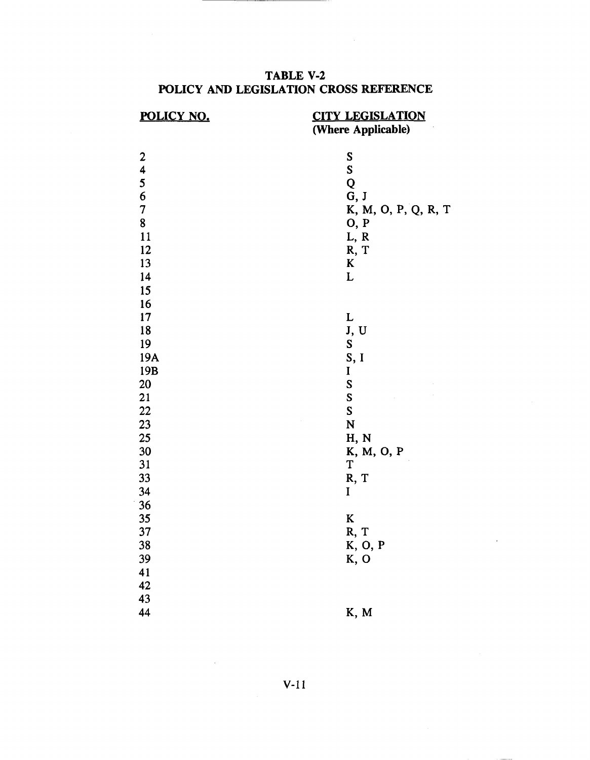## TABLE V-2
## POLICY AND LEGISLATION CROSS REFERENCE

| POLICY NO. | CITY LEGISLATION (Where Applicable) |
|---|---|
| 2 | S |
| 4 | S |
| 5 | Q |
| 6 | G, J |
| 7 | K, M, O, P, Q, R, T |
| 8 | O, P |
| 11 | L, R |
| 12 | R, T |
| 13 | K |
| 14 | L |
| 15 | |
| 16 | |
| 17 | L |
| 18 | J, U |
| 19 | S |
| 19A | S, I |
| 19B | I |
| 20 | S |
| 21 | S |
| 22 | S |
| 23 | N |
| 25 | H, N |
| 30 | K, M, O, P |
| 31 | T |
| 33 | R, T |
| 34 | I |
| 36 | |
| 35 | K |
| 37 | R, T |
| 38 | K, O, P |
| 39 | K, O |
| 41 | |
| 42 | |
| 43 | |
| 44 | K, M |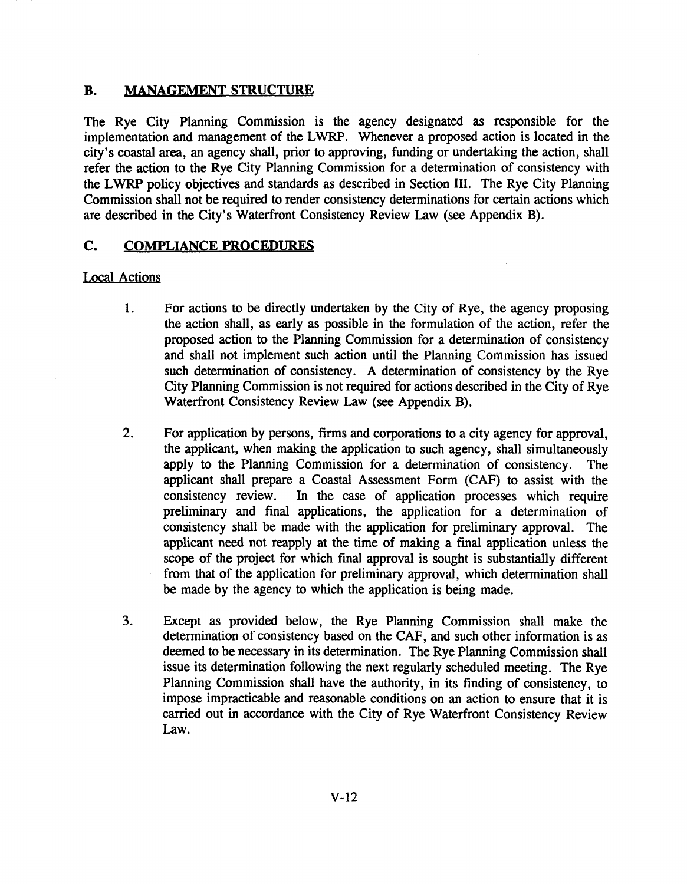## B. MANAGEMENT STRUCTURE

The Rye City Planning Commission is the agency designated as responsible for the implementation and management of the LWRP. Whenever a proposed action is located in the city's coastal area, an agency shall, prior to approving, funding or undertaking the action, shall refer the action to the Rye City Planning Commission for a determination of consistency with the LWRP policy objectives and standards as described in Section III. The Rye City Planning Commission shall not be required to render consistency determinations for certain actions which are described in the City's Waterfront Consistency Review Law (see Appendix B).

## C. COMPLIANCE PROCEDURES

Local Actions

1. For actions to be directly undertaken by the City of Rye, the agency proposing the action shall, as early as possible in the formulation of the action, refer the proposed action to the Planning Commission for a determination of consistency and shall not implement such action until the Planning Commission has issued such determination of consistency. A determination of consistency by the Rye City Planning Commission is not required for actions described in the City of Rye Waterfront Consistency Review Law (see Appendix B).

2. For application by persons, firms and corporations to a city agency for approval, the applicant, when making the application to such agency, shall simultaneously apply to the Planning Commission for a determination of consistency. The applicant shall prepare a Coastal Assessment Form (CAF) to assist with the consistency review. In the case of application processes which require preliminary and final applications, the application for a determination of consistency shall be made with the application for preliminary approval. The applicant need not reapply at the time of making a final application unless the scope of the project for which final approval is sought is substantially different from that of the application for preliminary approval, which determination shall be made by the agency to which the application is being made.

3. Except as provided below, the Rye Planning Commission shall make the determination of consistency based on the CAF, and such other information is as deemed to be necessary in its determination. The Rye Planning Commission shall issue its determination following the next regularly scheduled meeting. The Rye Planning Commission shall have the authority, in its finding of consistency, to impose impracticable and reasonable conditions on an action to ensure that it is carried out in accordance with the City of Rye Waterfront Consistency Review Law.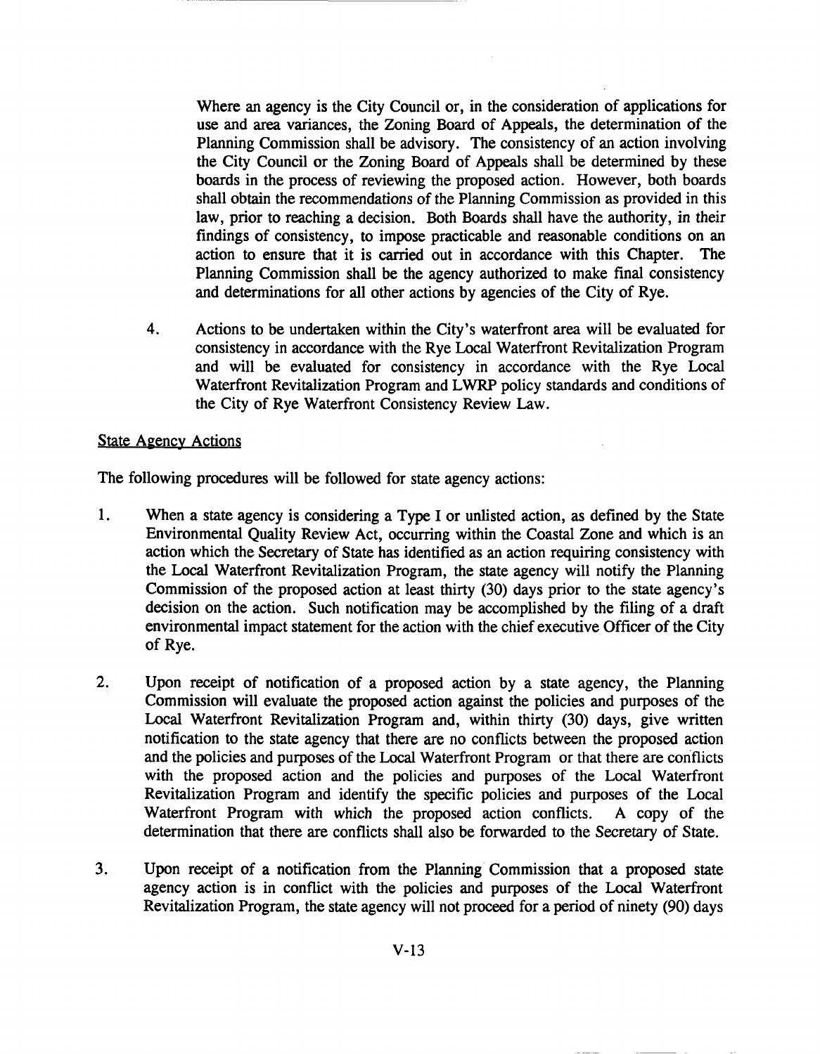Where an agency is the City Council or, in the consideration of applications for use and area variances, the Zoning Board of Appeals, the determination of the Planning Commission shall be advisory. The consistency of an action involving the City Council or the Zoning Board of Appeals shall be determined by these boards in the process of reviewing the proposed action. However, both boards shall obtain the recommendations of the Planning Commission as provided in this law, prior to reaching a decision. Both Boards shall have the authority, in their findings of consistency, to impose practicable and reasonable conditions on an action to ensure that it is carried out in accordance with this Chapter. The Planning Commission shall be the agency authorized to make final consistency and determinations for all other actions by agencies of the City of Rye.

4. Actions to be undertaken within the City's waterfront area will be evaluated for consistency in accordance with the Rye Local Waterfront Revitalization Program and will be evaluated for consistency in accordance with the Rye Local Waterfront Revitalization Program and LWRP policy standards and conditions of the City of Rye Waterfront Consistency Review Law.

<u>State Agency Actions</u>

The following procedures will be followed for state agency actions:

1. When a state agency is considering a Type I or unlisted action, as defined by the State Environmental Quality Review Act, occurring within the Coastal Zone and which is an action which the Secretary of State has identified as an action requiring consistency with the Local Waterfront Revitalization Program, the state agency will notify the Planning Commission of the proposed action at least thirty (30) days prior to the state agency's decision on the action. Such notification may be accomplished by the filing of a draft environmental impact statement for the action with the chief executive Officer of the City of Rye.

2. Upon receipt of notification of a proposed action by a state agency, the Planning Commission will evaluate the proposed action against the policies and purposes of the Local Waterfront Revitalization Program and, within thirty (30) days, give written notification to the state agency that there are no conflicts between the proposed action and the policies and purposes of the Local Waterfront Program or that there are conflicts with the proposed action and the policies and purposes of the Local Waterfront Revitalization Program and identify the specific policies and purposes of the Local Waterfront Program with which the proposed action conflicts. A copy of the determination that there are conflicts shall also be forwarded to the Secretary of State.

3. Upon receipt of a notification from the Planning Commission that a proposed state agency action is in conflict with the policies and purposes of the Local Waterfront Revitalization Program, the state agency will not proceed for a period of ninety (90) days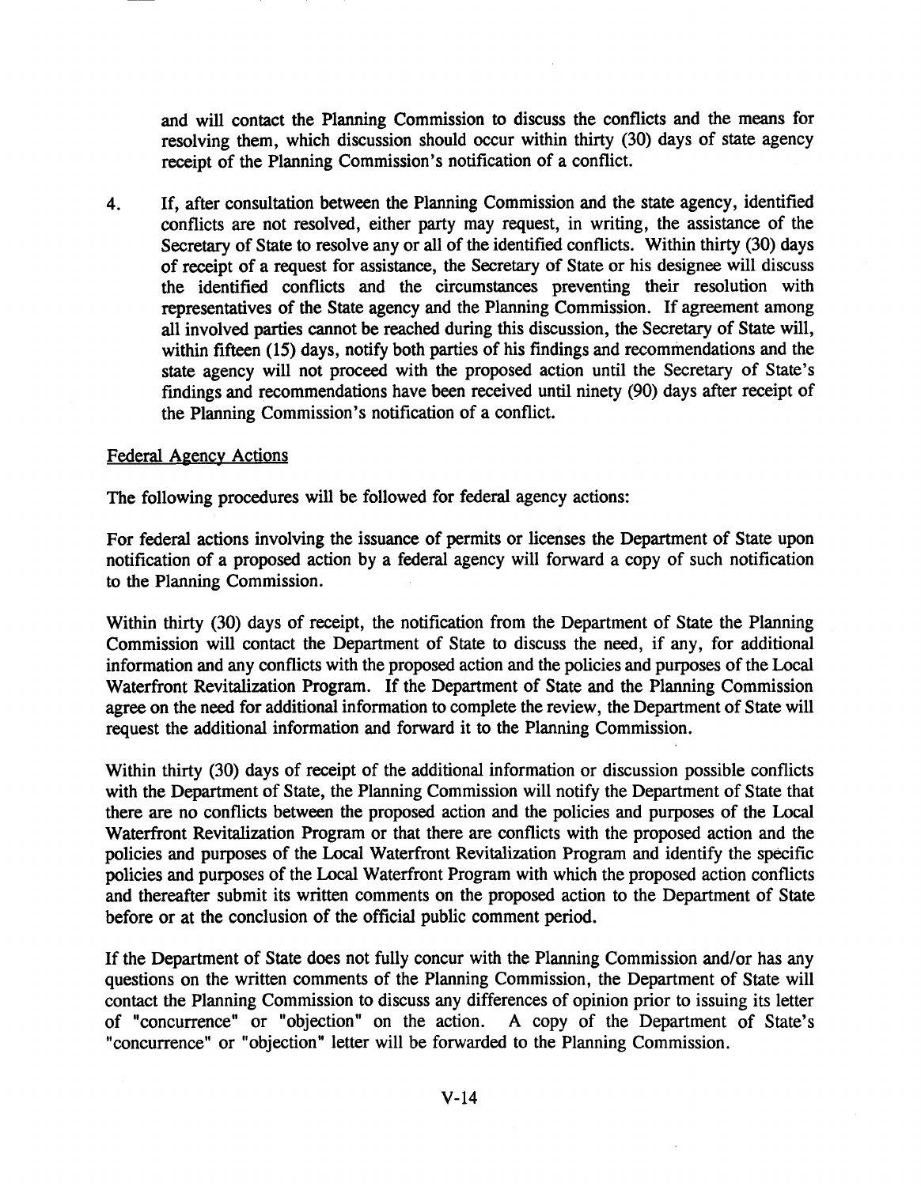and will contact the Planning Commission to discuss the conflicts and the means for resolving them, which discussion should occur within thirty (30) days of state agency receipt of the Planning Commission's notification of a conflict.

4. If, after consultation between the Planning Commission and the state agency, identified conflicts are not resolved, either party may request, in writing, the assistance of the Secretary of State to resolve any or all of the identified conflicts. Within thirty (30) days of receipt of a request for assistance, the Secretary of State or his designee will discuss the identified conflicts and the circumstances preventing their resolution with representatives of the State agency and the Planning Commission. If agreement among all involved parties cannot be reached during this discussion, the Secretary of State will, within fifteen (15) days, notify both parties of his findings and recommendations and the state agency will not proceed with the proposed action until the Secretary of State's findings and recommendations have been received until ninety (90) days after receipt of the Planning Commission's notification of a conflict.

Federal Agency Actions

The following procedures will be followed for federal agency actions:

For federal actions involving the issuance of permits or licenses the Department of State upon notification of a proposed action by a federal agency will forward a copy of such notification to the Planning Commission.

Within thirty (30) days of receipt, the notification from the Department of State the Planning Commission will contact the Department of State to discuss the need, if any, for additional information and any conflicts with the proposed action and the policies and purposes of the Local Waterfront Revitalization Program. If the Department of State and the Planning Commission agree on the need for additional information to complete the review, the Department of State will request the additional information and forward it to the Planning Commission.

Within thirty (30) days of receipt of the additional information or discussion possible conflicts with the Department of State, the Planning Commission will notify the Department of State that there are no conflicts between the proposed action and the policies and purposes of the Local Waterfront Revitalization Program or that there are conflicts with the proposed action and the policies and purposes of the Local Waterfront Revitalization Program and identify the specific policies and purposes of the Local Waterfront Program with which the proposed action conflicts and thereafter submit its written comments on the proposed action to the Department of State before or at the conclusion of the official public comment period.

If the Department of State does not fully concur with the Planning Commission and/or has any questions on the written comments of the Planning Commission, the Department of State will contact the Planning Commission to discuss any differences of opinion prior to issuing its letter of "concurrence" or "objection" on the action. A copy of the Department of State's "concurrence" or "objection" letter will be forwarded to the Planning Commission.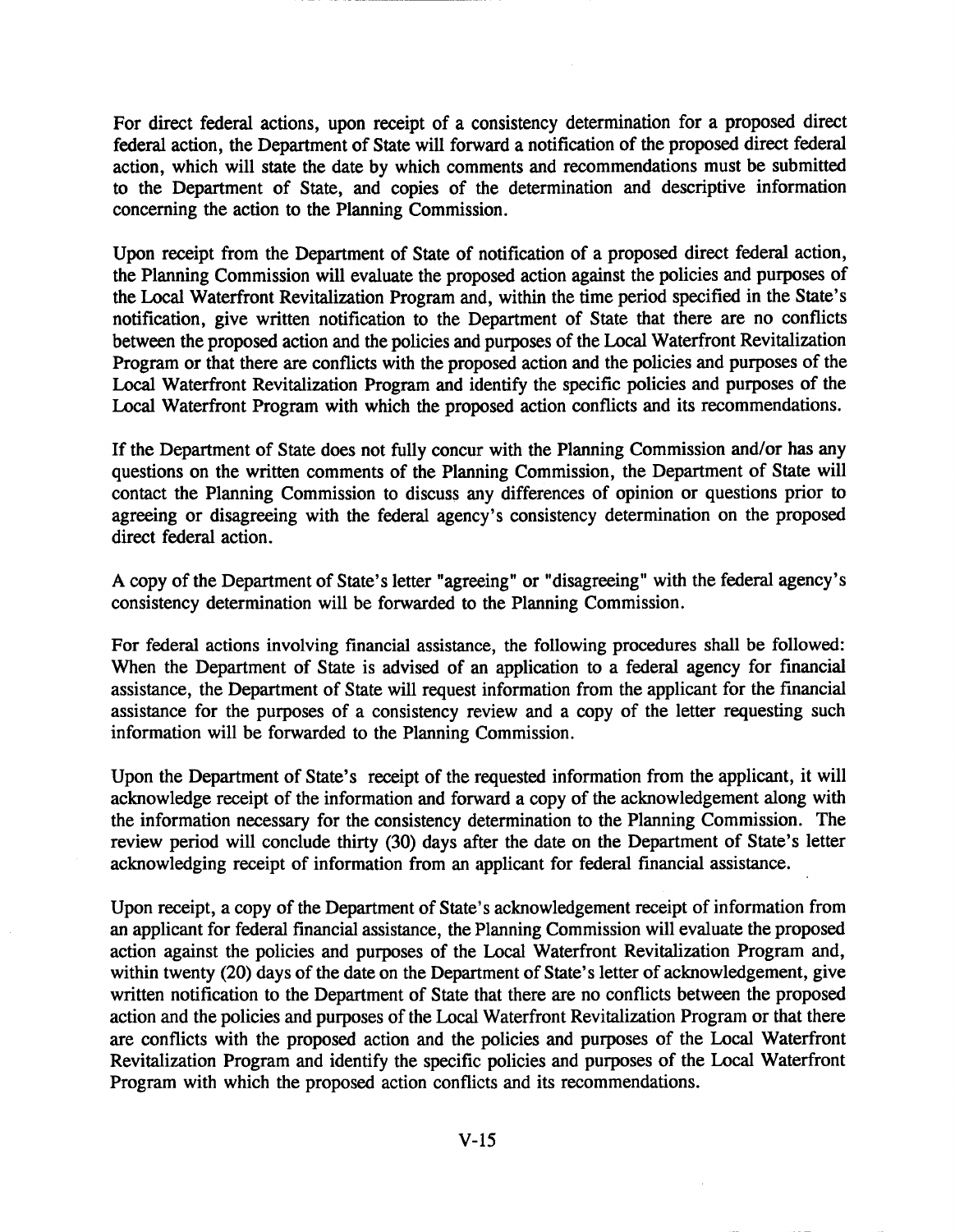For direct federal actions, upon receipt of a consistency determination for a proposed direct federal action, the Department of State will forward a notification of the proposed direct federal action, which will state the date by which comments and recommendations must be submitted to the Department of State, and copies of the determination and descriptive information concerning the action to the Planning Commission.

Upon receipt from the Department of State of notification of a proposed direct federal action, the Planning Commission will evaluate the proposed action against the policies and purposes of the Local Waterfront Revitalization Program and, within the time period specified in the State's notification, give written notification to the Department of State that there are no conflicts between the proposed action and the policies and purposes of the Local Waterfront Revitalization Program or that there are conflicts with the proposed action and the policies and purposes of the Local Waterfront Revitalization Program and identify the specific policies and purposes of the Local Waterfront Program with which the proposed action conflicts and its recommendations.

If the Department of State does not fully concur with the Planning Commission and/or has any questions on the written comments of the Planning Commission, the Department of State will contact the Planning Commission to discuss any differences of opinion or questions prior to agreeing or disagreeing with the federal agency's consistency determination on the proposed direct federal action.

A copy of the Department of State's letter "agreeing" or "disagreeing" with the federal agency's consistency determination will be forwarded to the Planning Commission.

For federal actions involving financial assistance, the following procedures shall be followed: When the Department of State is advised of an application to a federal agency for financial assistance, the Department of State will request information from the applicant for the financial assistance for the purposes of a consistency review and a copy of the letter requesting such information will be forwarded to the Planning Commission.

Upon the Department of State's receipt of the requested information from the applicant, it will acknowledge receipt of the information and forward a copy of the acknowledgement along with the information necessary for the consistency determination to the Planning Commission. The review period will conclude thirty (30) days after the date on the Department of State's letter acknowledging receipt of information from an applicant for federal financial assistance.

Upon receipt, a copy of the Department of State's acknowledgement receipt of information from an applicant for federal financial assistance, the Planning Commission will evaluate the proposed action against the policies and purposes of the Local Waterfront Revitalization Program and, within twenty (20) days of the date on the Department of State's letter of acknowledgement, give written notification to the Department of State that there are no conflicts between the proposed action and the policies and purposes of the Local Waterfront Revitalization Program or that there are conflicts with the proposed action and the policies and purposes of the Local Waterfront Revitalization Program and identify the specific policies and purposes of the Local Waterfront Program with which the proposed action conflicts and its recommendations.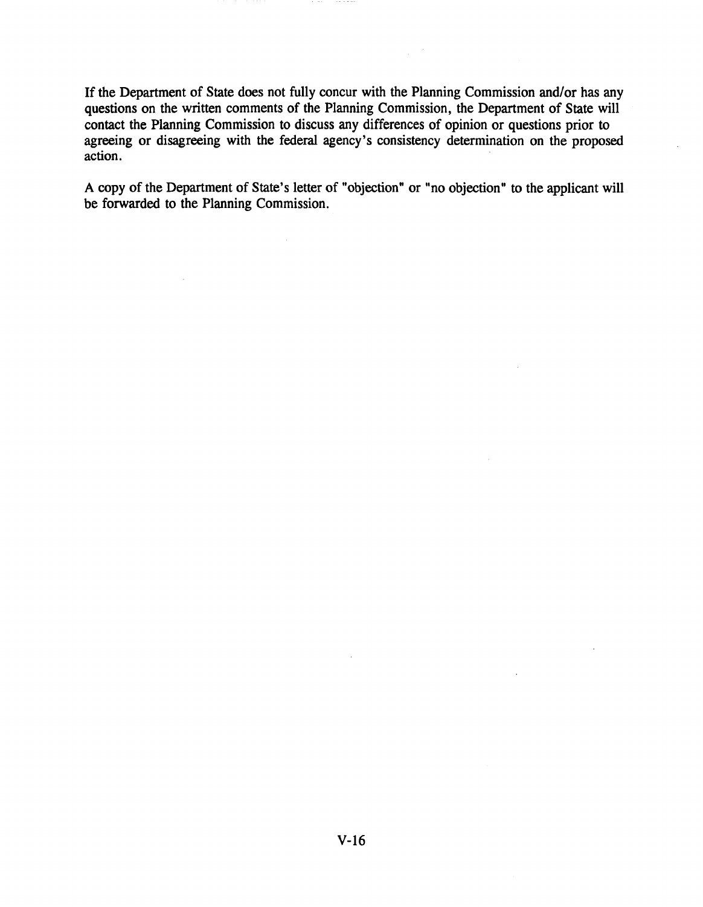If the Department of State does not fully concur with the Planning Commission and/or has any questions on the written comments of the Planning Commission, the Department of State will contact the Planning Commission to discuss any differences of opinion or questions prior to agreeing or disagreeing with the federal agency's consistency determination on the proposed action.

A copy of the Department of State's letter of "objection" or "no objection" to the applicant will be forwarded to the Planning Commission.